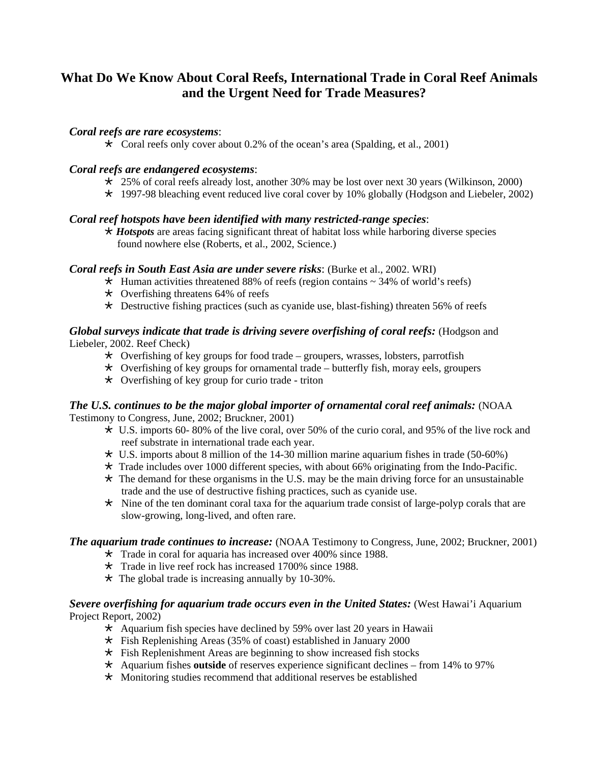# What Do We Know About Coral Reefs, International Trade in Coral Reef Animals and the Urgent Need for Trade Measures?

***Coral reefs are rare ecosystems***:

- Coral reefs only cover about 0.2% of the ocean's area (Spalding, et al., 2001)

***Coral reefs are endangered ecosystems***:

- 25% of coral reefs already lost, another 30% may be lost over next 30 years (Wilkinson, 2000)
- 1997-98 bleaching event reduced live coral cover by 10% globally (Hodgson and Liebeler, 2002)

***Coral reef hotspots have been identified with many restricted-range species***:

- ***Hotspots*** are areas facing significant threat of habitat loss while harboring diverse species found nowhere else (Roberts, et al., 2002, Science.)

***Coral reefs in South East Asia are under severe risks***: (Burke et al., 2002. WRI)

- Human activities threatened 88% of reefs (region contains ~ 34% of world's reefs)
- Overfishing threatens 64% of reefs
- Destructive fishing practices (such as cyanide use, blast-fishing) threaten 56% of reefs

***Global surveys indicate that trade is driving severe overfishing of coral reefs:*** (Hodgson and Liebeler, 2002. Reef Check)

- Overfishing of key groups for food trade – groupers, wrasses, lobsters, parrotfish
- Overfishing of key groups for ornamental trade – butterfly fish, moray eels, groupers
- Overfishing of key group for curio trade - triton

***The U.S. continues to be the major global importer of ornamental coral reef animals:*** (NOAA Testimony to Congress, June, 2002; Bruckner, 2001)

- U.S. imports 60- 80% of the live coral, over 50% of the curio coral, and 95% of the live rock and reef substrate in international trade each year.
- U.S. imports about 8 million of the 14-30 million marine aquarium fishes in trade (50-60%)
- Trade includes over 1000 different species, with about 66% originating from the Indo-Pacific.
- The demand for these organisms in the U.S. may be the main driving force for an unsustainable trade and the use of destructive fishing practices, such as cyanide use.
- Nine of the ten dominant coral taxa for the aquarium trade consist of large-polyp corals that are slow-growing, long-lived, and often rare.

***The aquarium trade continues to increase:*** (NOAA Testimony to Congress, June, 2002; Bruckner, 2001)

- Trade in coral for aquaria has increased over 400% since 1988.
- Trade in live reef rock has increased 1700% since 1988.
- The global trade is increasing annually by 10-30%.

***Severe overfishing for aquarium trade occurs even in the United States:*** (West Hawai'i Aquarium Project Report, 2002)

- Aquarium fish species have declined by 59% over last 20 years in Hawaii
- Fish Replenishing Areas (35% of coast) established in January 2000
- Fish Replenishment Areas are beginning to show increased fish stocks
- Aquarium fishes **outside** of reserves experience significant declines – from 14% to 97%
- Monitoring studies recommend that additional reserves be established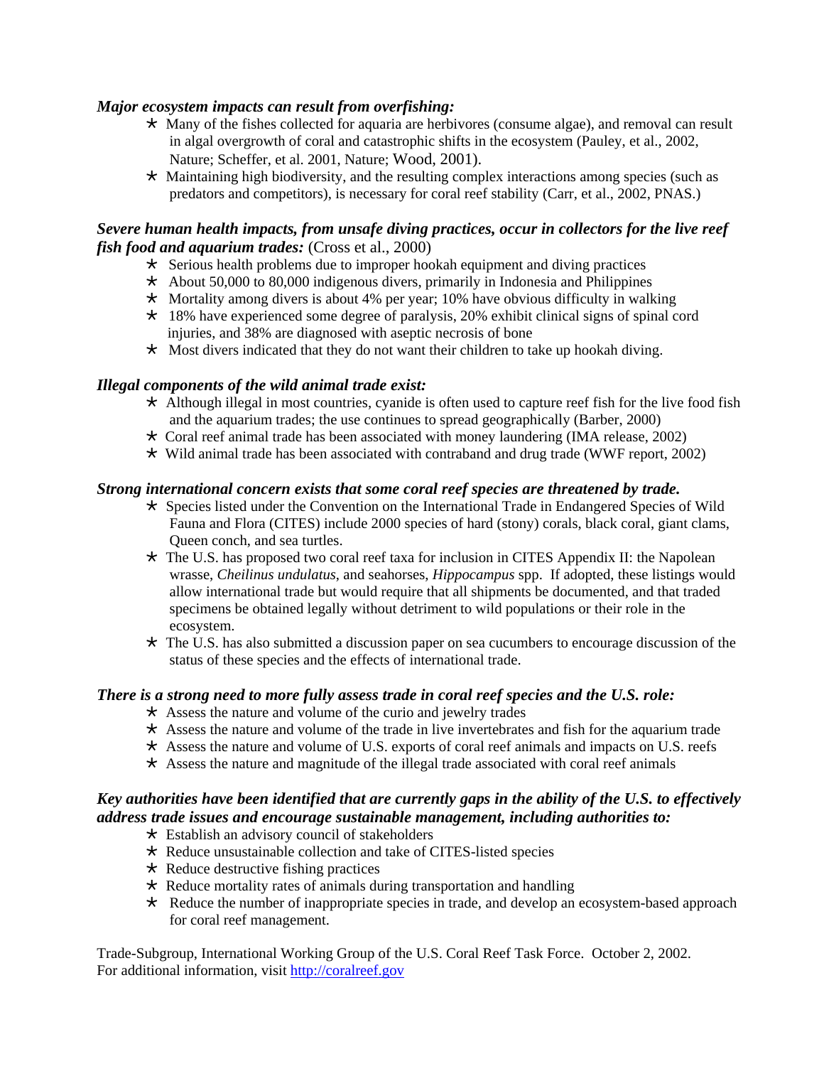***Major ecosystem impacts can result from overfishing:***

- Many of the fishes collected for aquaria are herbivores (consume algae), and removal can result in algal overgrowth of coral and catastrophic shifts in the ecosystem (Pauley, et al., 2002, Nature; Scheffer, et al. 2001, Nature; Wood, 2001).
- Maintaining high biodiversity, and the resulting complex interactions among species (such as predators and competitors), is necessary for coral reef stability (Carr, et al., 2002, PNAS.)

***Severe human health impacts, from unsafe diving practices, occur in collectors for the live reef fish food and aquarium trades:*** (Cross et al., 2000)

- Serious health problems due to improper hookah equipment and diving practices
- About 50,000 to 80,000 indigenous divers, primarily in Indonesia and Philippines
- Mortality among divers is about 4% per year; 10% have obvious difficulty in walking
- 18% have experienced some degree of paralysis, 20% exhibit clinical signs of spinal cord injuries, and 38% are diagnosed with aseptic necrosis of bone
- Most divers indicated that they do not want their children to take up hookah diving.

***Illegal components of the wild animal trade exist:***

- Although illegal in most countries, cyanide is often used to capture reef fish for the live food fish and the aquarium trades; the use continues to spread geographically (Barber, 2000)
- Coral reef animal trade has been associated with money laundering (IMA release, 2002)
- Wild animal trade has been associated with contraband and drug trade (WWF report, 2002)

***Strong international concern exists that some coral reef species are threatened by trade.***

- Species listed under the Convention on the International Trade in Endangered Species of Wild Fauna and Flora (CITES) include 2000 species of hard (stony) corals, black coral, giant clams, Queen conch, and sea turtles.
- The U.S. has proposed two coral reef taxa for inclusion in CITES Appendix II: the Napolean wrasse, *Cheilinus undulatus*, and seahorses, *Hippocampus* spp. If adopted, these listings would allow international trade but would require that all shipments be documented, and that traded specimens be obtained legally without detriment to wild populations or their role in the ecosystem.
- The U.S. has also submitted a discussion paper on sea cucumbers to encourage discussion of the status of these species and the effects of international trade.

***There is a strong need to more fully assess trade in coral reef species and the U.S. role:***

- Assess the nature and volume of the curio and jewelry trades
- Assess the nature and volume of the trade in live invertebrates and fish for the aquarium trade
- Assess the nature and volume of U.S. exports of coral reef animals and impacts on U.S. reefs
- Assess the nature and magnitude of the illegal trade associated with coral reef animals

***Key authorities have been identified that are currently gaps in the ability of the U.S. to effectively address trade issues and encourage sustainable management, including authorities to:***

- Establish an advisory council of stakeholders
- Reduce unsustainable collection and take of CITES-listed species
- Reduce destructive fishing practices
- Reduce mortality rates of animals during transportation and handling
- Reduce the number of inappropriate species in trade, and develop an ecosystem-based approach for coral reef management.

Trade-Subgroup, International Working Group of the U.S. Coral Reef Task Force. October 2, 2002.
For additional information, visit [http://coralreef.gov](http://coralreef.gov)